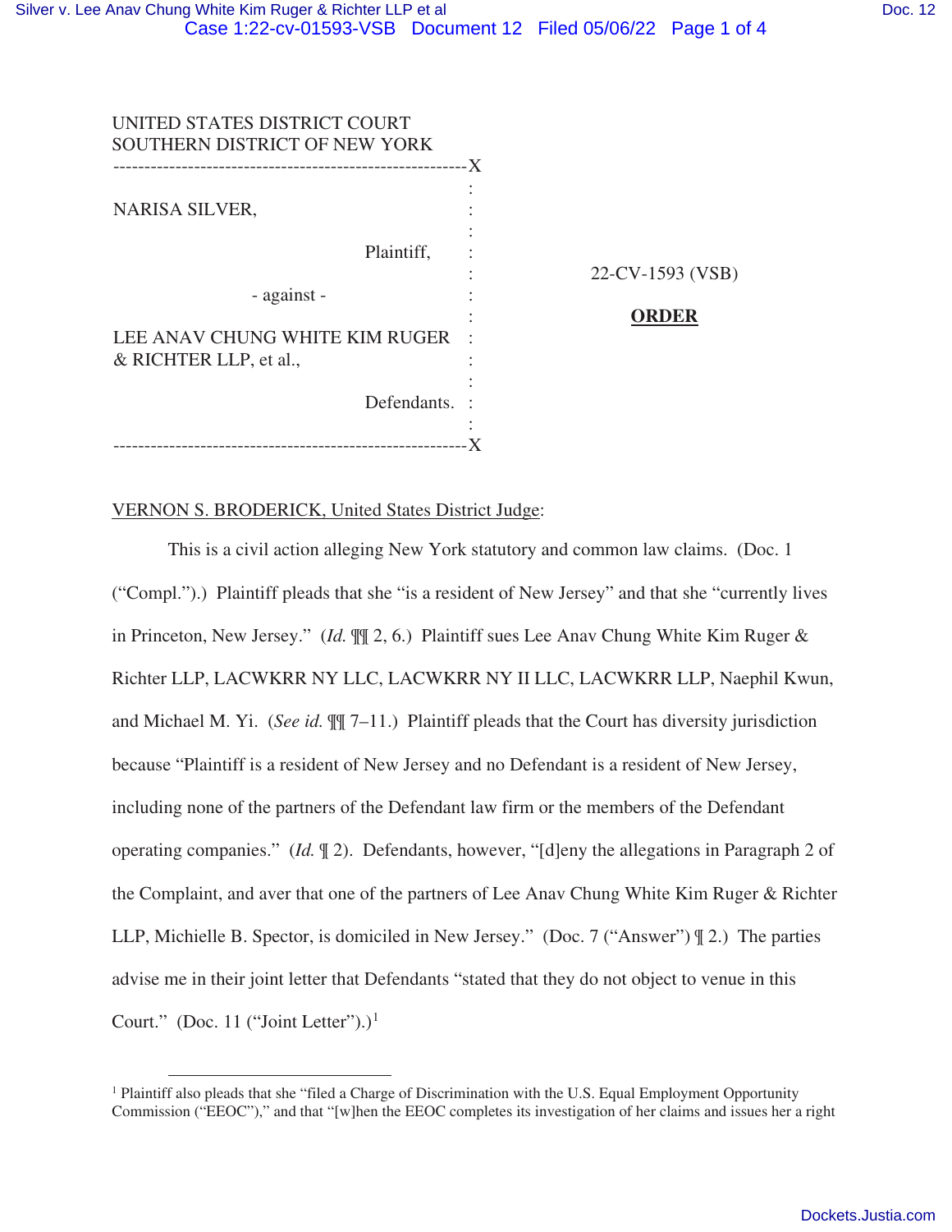UNITED STATES DISTRICT COURT
SOUTHERN DISTRICT OF NEW YORK

NARISA SILVER,

Plaintiff,

- against -

LEE ANAV CHUNG WHITE KIM RUGER & RICHTER LLP, et al.,

Defendants.

22-CV-1593 (VSB)

**ORDER**

VERNON S. BRODERICK, United States District Judge:

This is a civil action alleging New York statutory and common law claims. (Doc. 1 ("Compl.").) Plaintiff pleads that she "is a resident of New Jersey" and that she "currently lives in Princeton, New Jersey." (*Id.* ¶¶ 2, 6.) Plaintiff sues Lee Anav Chung White Kim Ruger & Richter LLP, LACWKRR NY LLC, LACWKRR NY II LLC, LACWKRR LLP, Naephil Kwun, and Michael M. Yi. (*See id.* ¶¶ 7–11.) Plaintiff pleads that the Court has diversity jurisdiction because "Plaintiff is a resident of New Jersey and no Defendant is a resident of New Jersey, including none of the partners of the Defendant law firm or the members of the Defendant operating companies." (*Id.* ¶ 2). Defendants, however, "[d]eny the allegations in Paragraph 2 of the Complaint, and aver that one of the partners of Lee Anav Chung White Kim Ruger & Richter LLP, Michielle B. Spector, is domiciled in New Jersey." (Doc. 7 ("Answer") ¶ 2.) The parties advise me in their joint letter that Defendants "stated that they do not object to venue in this Court." (Doc. 11 ("Joint Letter").)[1]

[1] Plaintiff also pleads that she "filed a Charge of Discrimination with the U.S. Equal Employment Opportunity Commission ("EEOC")," and that "[w]hen the EEOC completes its investigation of her claims and issues her a right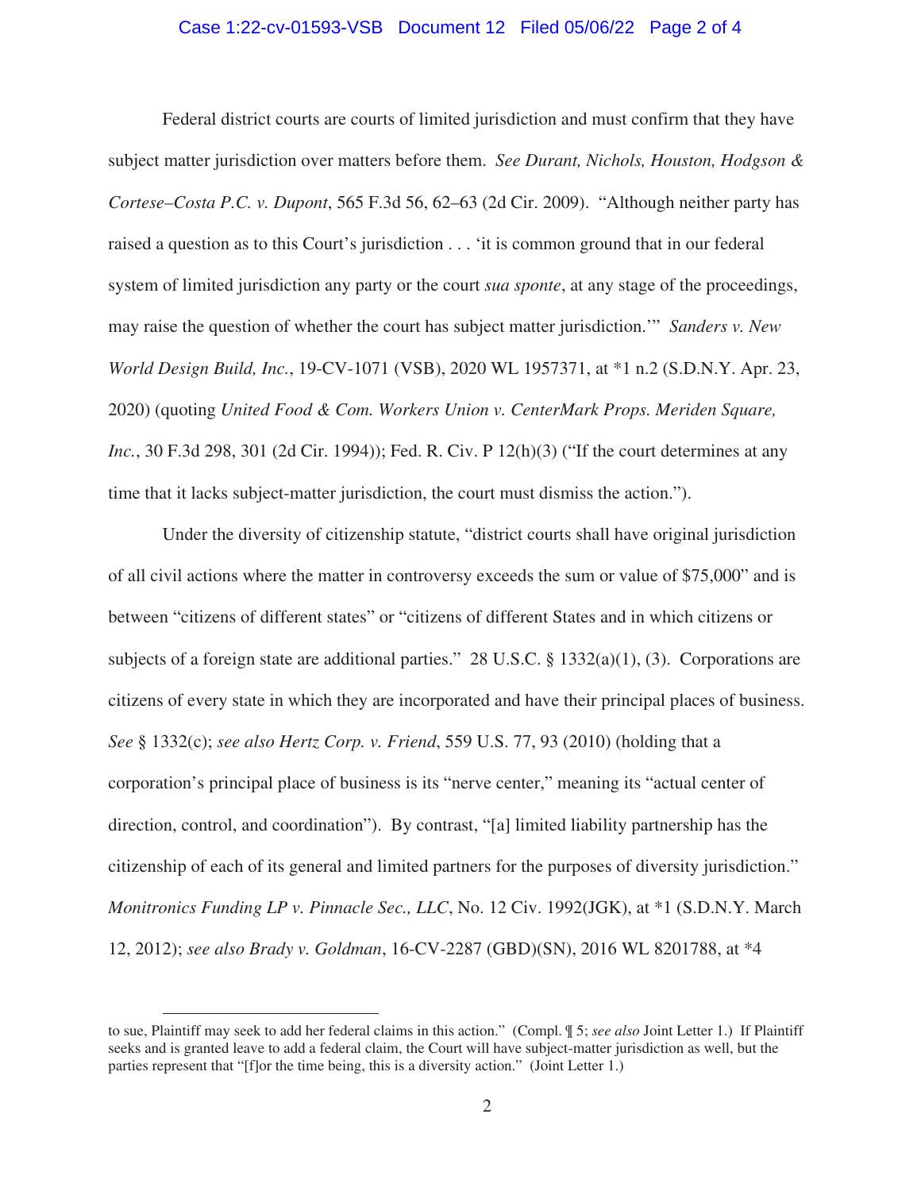Federal district courts are courts of limited jurisdiction and must confirm that they have subject matter jurisdiction over matters before them. *See Durant, Nichols, Houston, Hodgson & Cortese–Costa P.C. v. Dupont*, 565 F.3d 56, 62–63 (2d Cir. 2009). "Although neither party has raised a question as to this Court's jurisdiction . . . 'it is common ground that in our federal system of limited jurisdiction any party or the court *sua sponte*, at any stage of the proceedings, may raise the question of whether the court has subject matter jurisdiction.'" *Sanders v. New World Design Build, Inc.*, 19-CV-1071 (VSB), 2020 WL 1957371, at *1 n.2 (S.D.N.Y. Apr. 23, 2020) (quoting *United Food & Com. Workers Union v. CenterMark Props. Meriden Square, Inc.*, 30 F.3d 298, 301 (2d Cir. 1994)); Fed. R. Civ. P 12(h)(3) ("If the court determines at any time that it lacks subject-matter jurisdiction, the court must dismiss the action.").

Under the diversity of citizenship statute, "district courts shall have original jurisdiction of all civil actions where the matter in controversy exceeds the sum or value of $75,000" and is between "citizens of different states" or "citizens of different States and in which citizens or subjects of a foreign state are additional parties." 28 U.S.C. § 1332(a)(1), (3). Corporations are citizens of every state in which they are incorporated and have their principal places of business. *See* § 1332(c); *see also Hertz Corp. v. Friend*, 559 U.S. 77, 93 (2010) (holding that a corporation's principal place of business is its "nerve center," meaning its "actual center of direction, control, and coordination"). By contrast, "[a] limited liability partnership has the citizenship of each of its general and limited partners for the purposes of diversity jurisdiction." *Monitronics Funding LP v. Pinnacle Sec., LLC*, No. 12 Civ. 1992(JGK), at *1 (S.D.N.Y. March 12, 2012); *see also Brady v. Goldman*, 16-CV-2287 (GBD)(SN), 2016 WL 8201788, at *4

---

to sue, Plaintiff may seek to add her federal claims in this action." (Compl. ¶ 5; *see also* Joint Letter 1.) If Plaintiff seeks and is granted leave to add a federal claim, the Court will have subject-matter jurisdiction as well, but the parties represent that "[f]or the time being, this is a diversity action." (Joint Letter 1.)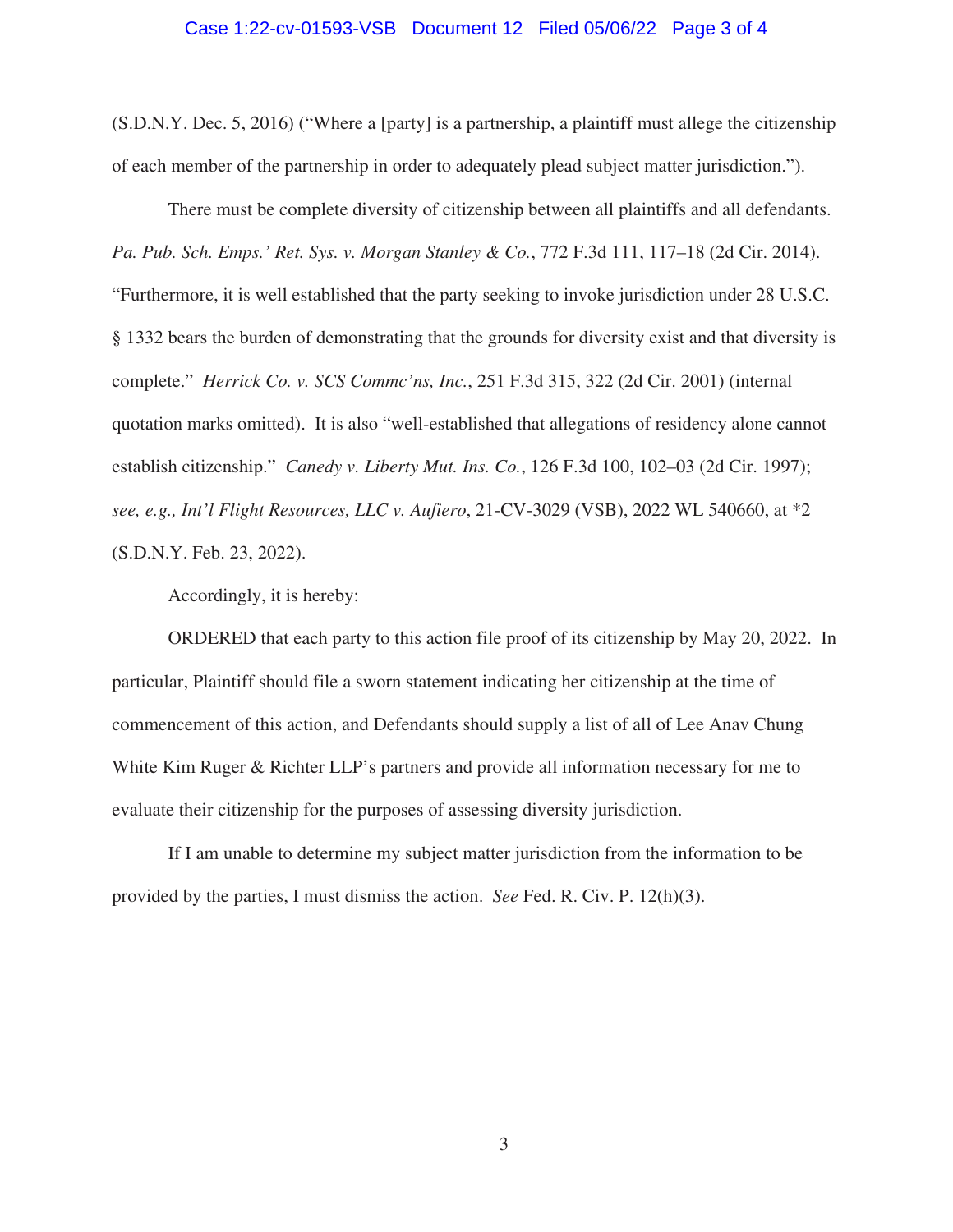(S.D.N.Y. Dec. 5, 2016) ("Where a [party] is a partnership, a plaintiff must allege the citizenship of each member of the partnership in order to adequately plead subject matter jurisdiction.").

There must be complete diversity of citizenship between all plaintiffs and all defendants. *Pa. Pub. Sch. Emps.' Ret. Sys. v. Morgan Stanley & Co.*, 772 F.3d 111, 117–18 (2d Cir. 2014). "Furthermore, it is well established that the party seeking to invoke jurisdiction under 28 U.S.C. § 1332 bears the burden of demonstrating that the grounds for diversity exist and that diversity is complete." *Herrick Co. v. SCS Commc'ns, Inc.*, 251 F.3d 315, 322 (2d Cir. 2001) (internal quotation marks omitted). It is also "well-established that allegations of residency alone cannot establish citizenship." *Canedy v. Liberty Mut. Ins. Co.*, 126 F.3d 100, 102–03 (2d Cir. 1997); *see, e.g., Int'l Flight Resources, LLC v. Aufiero*, 21-CV-3029 (VSB), 2022 WL 540660, at *2 (S.D.N.Y. Feb. 23, 2022).

Accordingly, it is hereby:

ORDERED that each party to this action file proof of its citizenship by May 20, 2022. In particular, Plaintiff should file a sworn statement indicating her citizenship at the time of commencement of this action, and Defendants should supply a list of all of Lee Anav Chung White Kim Ruger & Richter LLP's partners and provide all information necessary for me to evaluate their citizenship for the purposes of assessing diversity jurisdiction.

If I am unable to determine my subject matter jurisdiction from the information to be provided by the parties, I must dismiss the action. *See* Fed. R. Civ. P. 12(h)(3).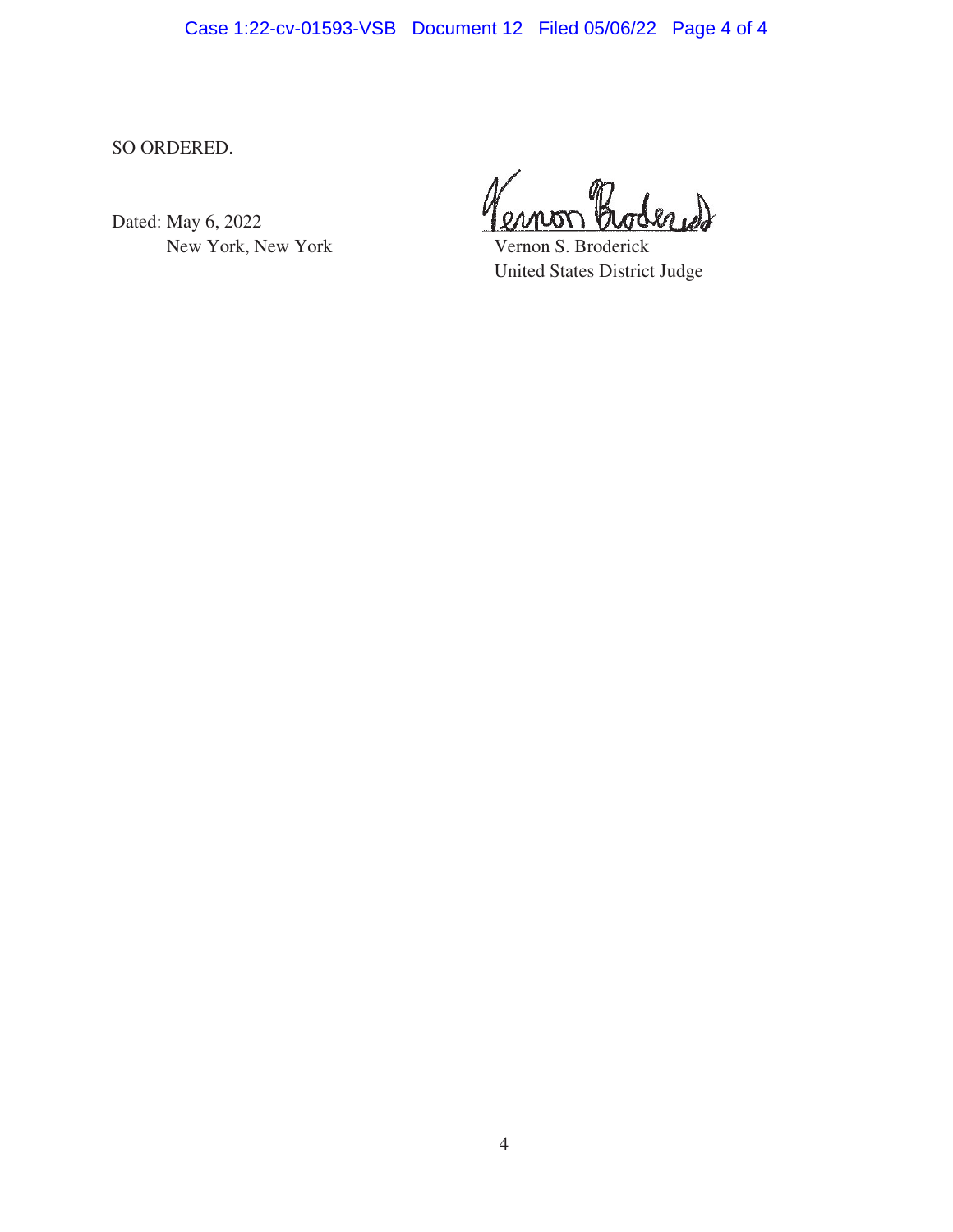SO ORDERED.

Dated: May 6, 2022
New York, New York

Vernon S. Broderick
United States District Judge